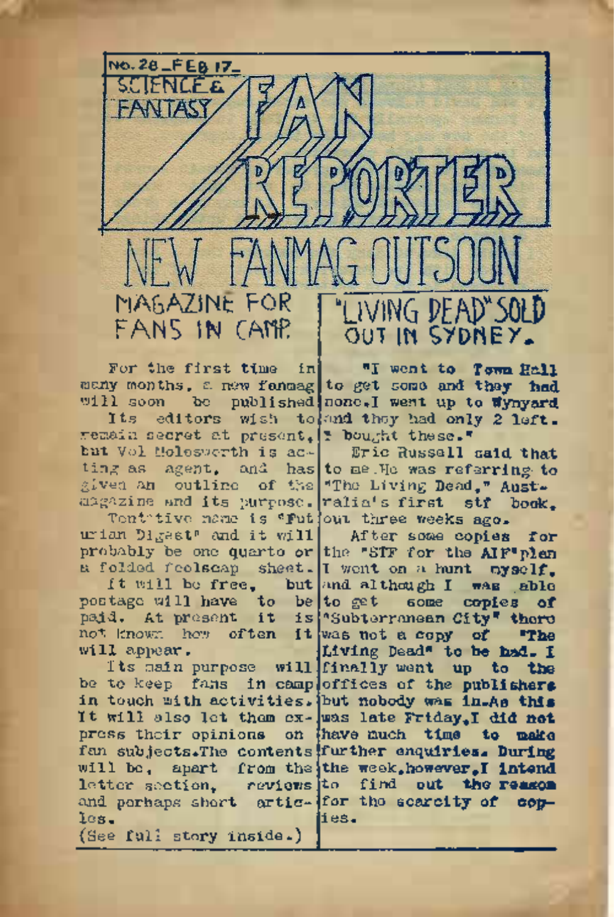No. 28 — FEB 17 —

# SCIENCE & FANTASY FAN REPORTER

# NEW FANMAG OUT SOON

## MAGAZINE FOR FANS IN CAMP.

For the first time in many months, a new fanmag will soon be published.

Its editors wish to remain secret at present, but Vol Molesworth is acting as agent, and has given an outline of the magazine and its purpose.

Tentative name is "Futurian Digest" and it will probably be one quarto or a folded foolscap sheet.

It will be free, but postage will have to be paid. At present it is not known how often it will appear.

Its main purpose will be to keep fans in camp in touch with activities. It will also let them express their opinions on fan subjects. The contents will be, apart from the letter section, reviews and perhaps short articles.

(See full story inside.)

## "LIVING DEAD" SOLD OUT IN SYDNEY.

"I went to Town Hall to get some and they had none. I went up to Wynyard and they had only 2 left. I bought these."

Eric Russell said that to me. He was referring to "The Living Dead," Australia's first stf book, out three weeks ago.

After some copies for the "STF for the AIF" plan I went on a hunt myself, and although I was able to get some copies of "Subterranean City" there was not a copy of "The Living Dead" to be had. I finally went up to the offices of the publishers but nobody was in. As this was late Friday, I did not have much time to make further enquiries. During the week, however, I intend to find out the reason for the scarcity of copies.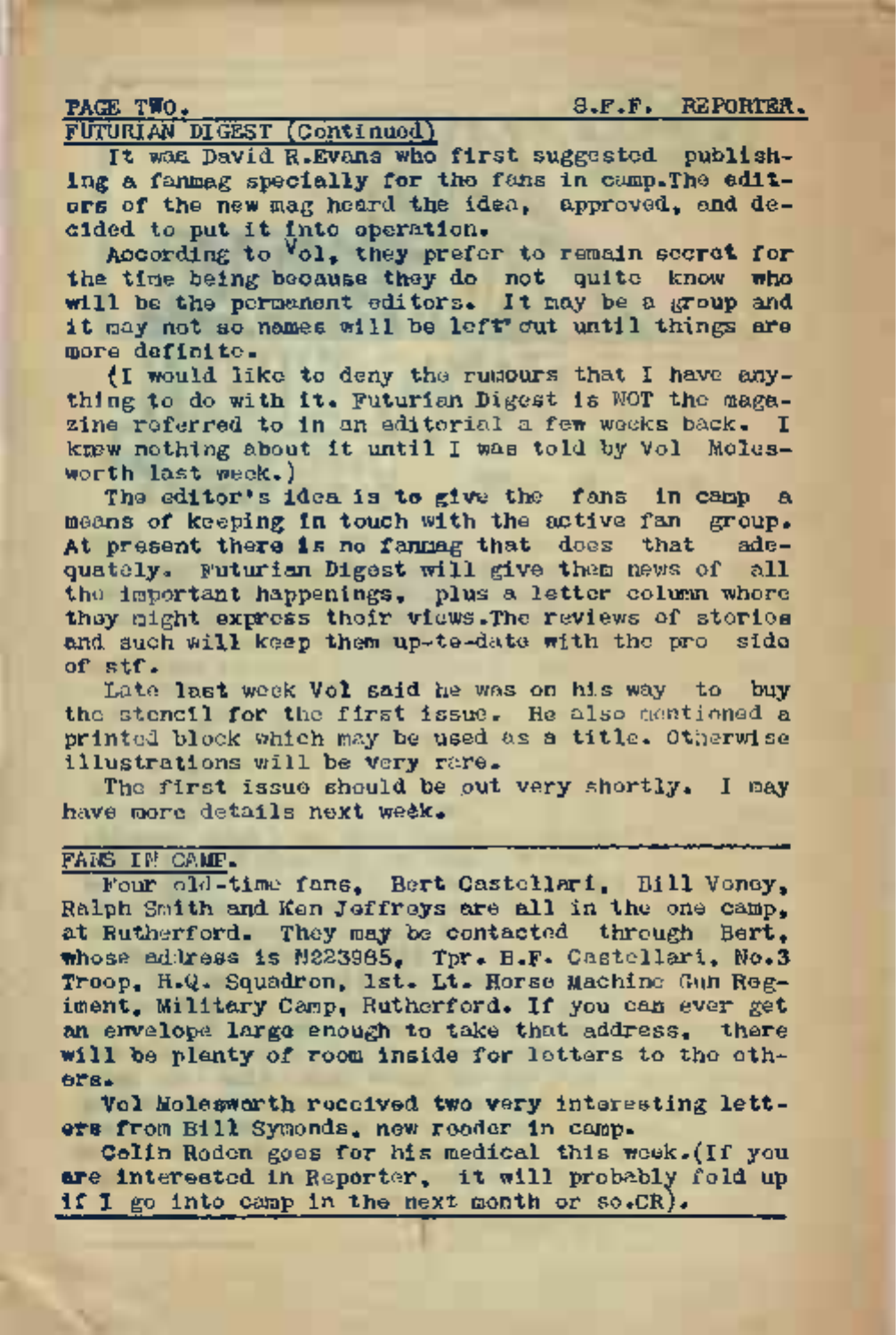## FUTURIAN DIGEST (Continued)

It was David R.Evans who first suggested publishing a fanmag specially for the fans in camp.The editors of the new mag heard the idea, approved, and decided to put it into operation.

According to Vol, they prefer to remain secret for the time being because they do not quite know who will be the permanent editors. It may be a group and it may not so names will be left out until things are more definite.

(I would like to deny the rumours that I have anything to do with it. Futurian Digest is NOT the magazine referred to in an editorial a few weeks back. I knew nothing about it until I was told by Vol Molesworth last week.)

The editor's idea is to give the fans in camp a means of keeping in touch with the active fan group. At present there is no fanmag that does that adequately. Futurian Digest will give them news of all the important happenings, plus a letter column where they might express their views.The reviews of stories and such will keep them up-to-date with the pro side of stf.

Late last week Vol said he was on his way to buy the stencil for the first issue. He also mentioned a printed block which may be used as a title. Otherwise illustrations will be very rare.

The first issue should be out very shortly. I may have more details next week.

---

## FANS IN CAMP.

Four old-time fans, Bert Castellari, Bill Veney, Ralph Smith and Ken Jeffreys are all in the one camp, at Rutherford. They may be contacted through Bert, whose address is N223985, Tpr. B.F. Castellari, No.3 Troop, H.Q. Squadron, 1st. Lt. Horse Machine Gun Regiment, Military Camp, Rutherford. If you can ever get an envelope large enough to take that address, there will be plenty of room inside for letters to the others.

Vol Molesworth received two very interesting letters from Bill Symonds, new reader in camp.

Colin Roden goes for his medical this week.(If you are interested in Reporter, it will probably fold up if I go into camp in the next month or so.CR).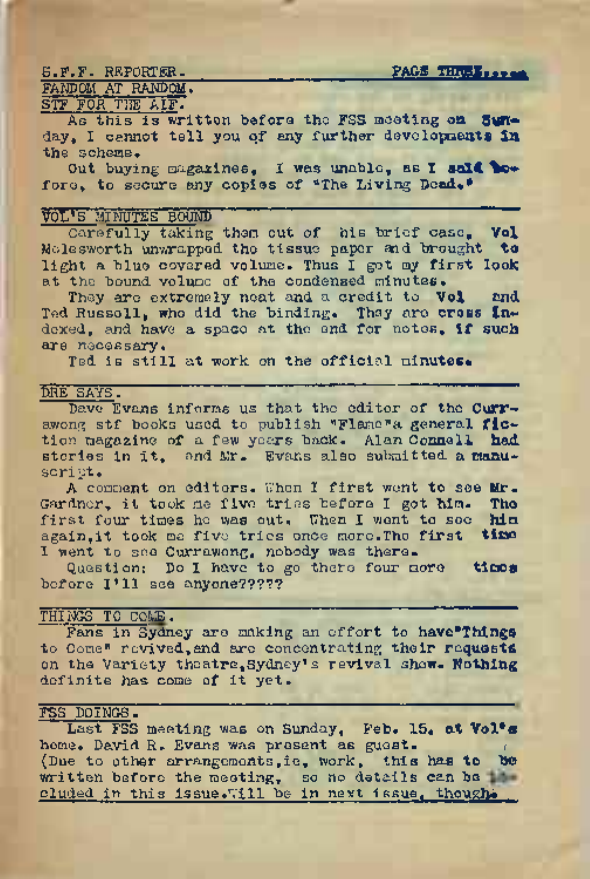## FANDOM AT RANDOM.

### STF FOR THE AIF.

As this is written before the FSS meeting on Sunday, I cannot tell you of any further developments in the scheme.

Out buying magazines, I was unable, as I said before, to secure any copies of "The Living Dead."

### VOL'S MINUTES BOUND

Carefully taking them out of his brief case, Vol Molesworth unwrapped the tissue paper and brought to light a blue covered volume. Thus I got my first look at the bound volume of the condensed minutes.

They are extremely neat and a credit to Vol and Ted Russell, who did the binding. They are cross indexed, and have a space at the end for notes, if such are necessary.

Ted is still at work on the official minutes.

### DRE SAYS.

Dave Evans informs us that the editor of the Currawong stf books used to publish "Flame"a general fiction magazine of a few years back. Alan Connell had stories in it, and Mr. Evans also submitted a manuscript.

A comment on editors. When I first went to see Mr. Gardner, it took me five tries before I got him. The first four times he was out. When I went to see him again,it took me five tries once more.The first time I went to see Currawong, nobody was there.

Question: Do I have to go there four more times before I'll see anyone?????

### THINGS TO COME.

Fans in Sydney are making an effort to have"Things to Come" revived,and are concentrating their requests on the Variety theatre,Sydney's revival show. Nothing definite has come of it yet.

### FSS DOINGS.

Last FSS meeting was on Sunday, Feb. 15. at Vol's home. David R. Evans was present as guest.

(Due to other arrangements,ie, work, this has to be written before the meeting, so no details can be included in this issue.Will be in next issue, though.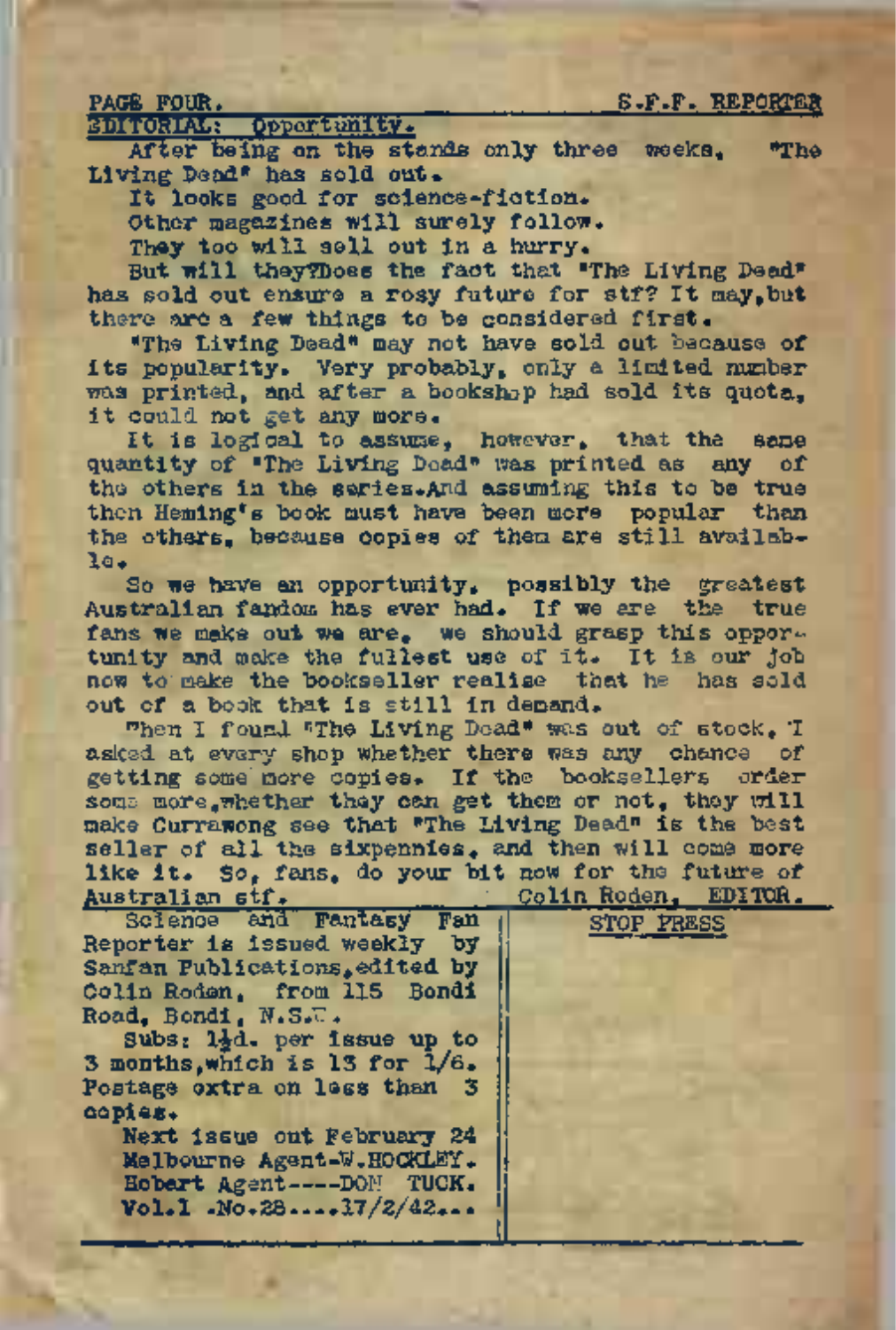## EDITORIAL: Opportunity.

After being on the stands only three weeks, "The Living Dead" has sold out.

It looks good for science-fiction.

Other magazines will surely follow.

They too will sell out in a hurry.

But will they?Does the fact that "The Living Dead" has sold out ensure a rosy future for stf? It may,but there are a few things to be considered first.

"The Living Dead" may not have sold out because of its popularity. Very probably, only a limited number was printed, and after a bookshop had sold its quota, it could not get any more.

It is logical to assume, however, that the same quantity of "The Living Dead" was printed as any of the others in the series.And assuming this to be true then Heming's book must have been more popular than the others, because copies of them are still available.

So we have an opportunity, possibly the greatest Australian fandom has ever had. If we are the true fans we make out we are, we should grasp this opportunity and make the fullest use of it. It is our job now to make the bookseller realise that he has sold out of a book that is still in demand.

When I found "The Living Dead" was out of stock, I asked at every shop whether there was any chance of getting some more copies. If the booksellers order some more,whether they can get them or not, they will make Currawong see that "The Living Dead" is the best seller of all the sixpennies, and then will come more like it. So, fans, do your bit now for the future of Australian stf.

Colin Roden, EDITOR.

---

Science and Fantasy Fan Reporter is issued weekly by Sanfan Publications,edited by Colin Roden, from 115 Bondi Road, Bondi, N.S.W.

Subs: 1½d. per issue up to 3 months,which is 13 for 1/6. Postage extra on less than 3 copies.

Next issue out February 24

Melbourne Agent-W.HOCKLEY.

Hobart Agent----DON TUCK.

Vol.1 -No.28....17/2/42...

STOP PRESS